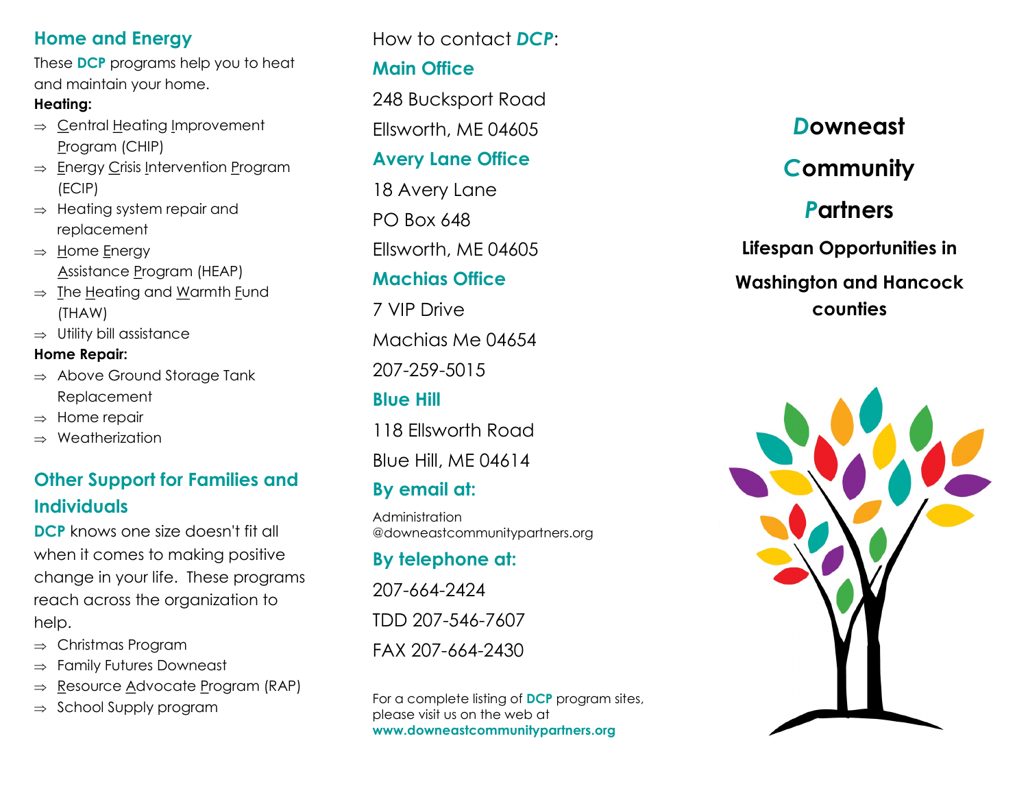## Home and Energy

These **DCP** programs help you to heat and maintain your home.

**Heating:**

- ⇒ Central Heating Improvement Program (CHIP)
- ⇒ Energy Crisis Intervention Program (ECIP)
- ⇒ Heating system repair and replacement
- ⇒ Home Energy Assistance Program (HEAP)
- ⇒ The Heating and Warmth Fund (THAW)
- ⇒ Utility bill assistance

**Home Repair:**

- ⇒ Above Ground Storage Tank Replacement
- ⇒ Home repair
- ⇒ Weatherization

## Other Support for Families and Individuals

**DCP** knows one size doesn't fit all when it comes to making positive change in your life. These programs reach across the organization to help.

- ⇒ Christmas Program
- ⇒ Family Futures Downeast
- ⇒ Resource Advocate Program (RAP)
- ⇒ School Supply program

How to contact ***DCP***:

### Main Office

248 Bucksport Road

Ellsworth, ME 04605

### Avery Lane Office

18 Avery Lane

PO Box 648

Ellsworth, ME 04605

### Machias Office

7 VIP Drive

Machias Me 04654

207-259-5015

### Blue Hill

118 Ellsworth Road

Blue Hill, ME 04614

### By email at:

Administration@downeastcommunitypartners.org

### By telephone at:

207-664-2424

TDD 207-546-7607

FAX 207-664-2430

For a complete listing of **DCP** program sites, please visit us on the web at **www.downeastcommunitypartners.org**

# *D*owneast *C*ommunity *P*artners

**Lifespan Opportunities in Washington and Hancock counties**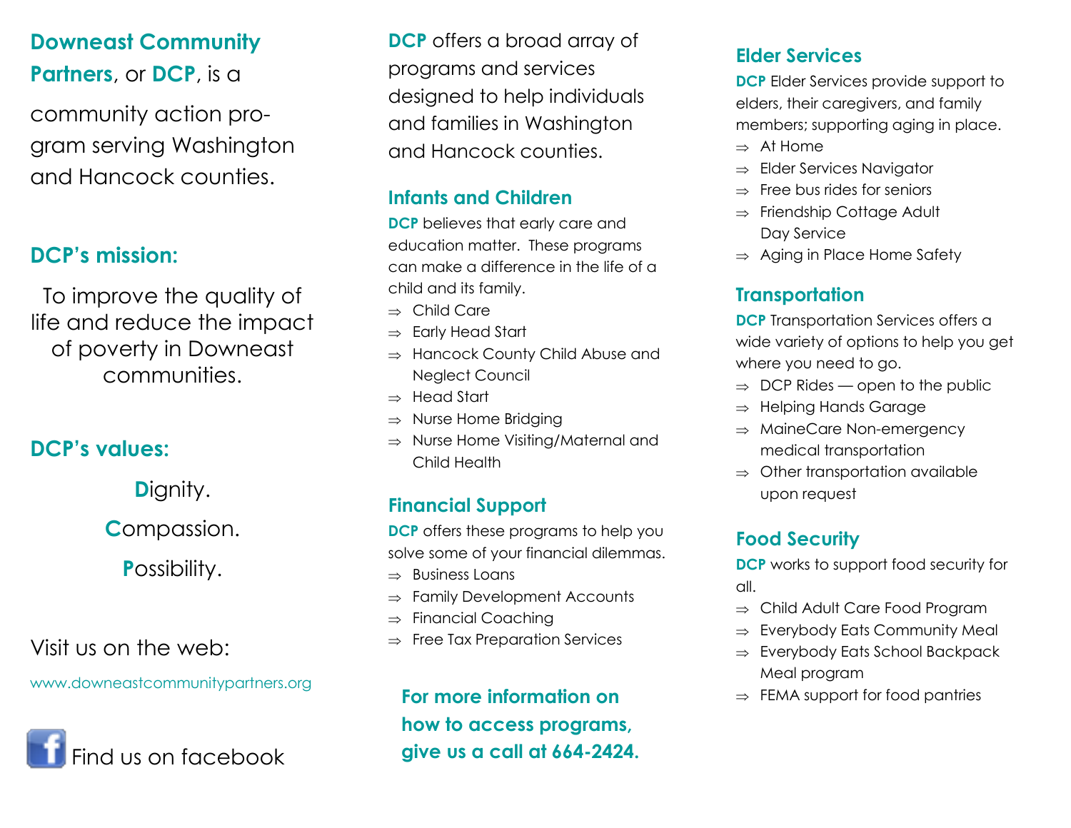**Downeast Community Partners**, or **DCP**, is a community action program serving Washington and Hancock counties.

## DCP's mission:

To improve the quality of life and reduce the impact of poverty in Downeast communities.

## DCP's values:

**D**ignity.

**C**ompassion.

**P**ossibility.

Visit us on the web:

www.downeastcommunitypartners.org

Find us on facebook

**DCP** offers a broad array of programs and services designed to help individuals and families in Washington and Hancock counties.

### Infants and Children

**DCP** believes that early care and education matter. These programs can make a difference in the life of a child and its family.

- ⇒ Child Care
- ⇒ Early Head Start
- ⇒ Hancock County Child Abuse and Neglect Council
- ⇒ Head Start
- ⇒ Nurse Home Bridging
- ⇒ Nurse Home Visiting/Maternal and Child Health

### Financial Support

**DCP** offers these programs to help you solve some of your financial dilemmas.

- ⇒ Business Loans
- ⇒ Family Development Accounts
- ⇒ Financial Coaching
- ⇒ Free Tax Preparation Services

**For more information on how to access programs, give us a call at 664-2424.**

### Elder Services

**DCP** Elder Services provide support to elders, their caregivers, and family members; supporting aging in place.

- ⇒ At Home
- ⇒ Elder Services Navigator
- ⇒ Free bus rides for seniors
- ⇒ Friendship Cottage Adult Day Service
- ⇒ Aging in Place Home Safety

### Transportation

**DCP** Transportation Services offers a wide variety of options to help you get where you need to go.

- ⇒ DCP Rides — open to the public
- ⇒ Helping Hands Garage
- ⇒ MaineCare Non-emergency medical transportation
- ⇒ Other transportation available upon request

### Food Security

**DCP** works to support food security for all.

- ⇒ Child Adult Care Food Program
- ⇒ Everybody Eats Community Meal
- ⇒ Everybody Eats School Backpack Meal program
- ⇒ FEMA support for food pantries